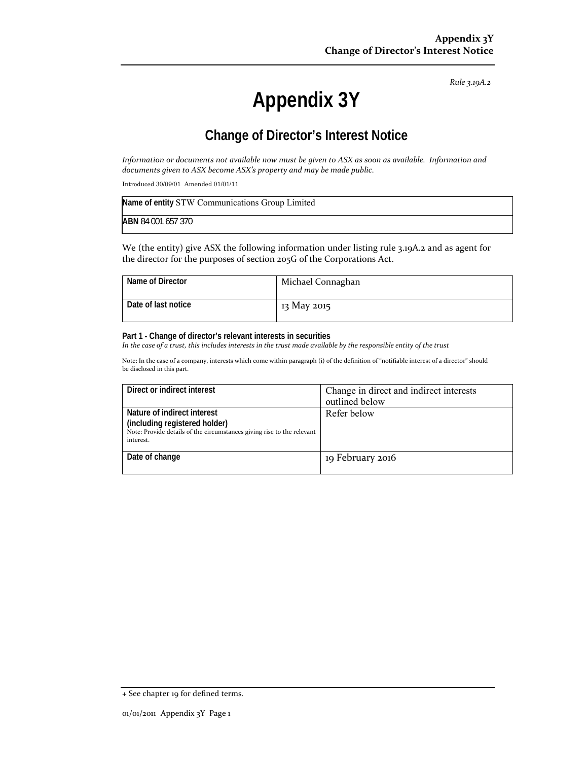*Rule 3.19A.2*

# Appendix 3Y

## Change of Director's Interest Notice

*Information or documents not available now must be given to ASX as soon as available. Information and documents given to ASX become ASX's property and may be made public.*

Introduced 30/09/01 Amended 01/01/11

| **Name of entity** STW Communications Group Limited |
|---|
| **ABN** 84 001 657 370 |

We (the entity) give ASX the following information under listing rule 3.19A.2 and as agent for the director for the purposes of section 205G of the Corporations Act.

| Name of Director | Michael Connaghan |
|---|---|
| Date of last notice | 13 May 2015 |

**Part 1 - Change of director's relevant interests in securities**

*In the case of a trust, this includes interests in the trust made available by the responsible entity of the trust*

Note: In the case of a company, interests which come within paragraph (i) of the definition of "notifiable interest of a director" should be disclosed in this part.

| Direct or indirect interest | Change in direct and indirect interests outlined below |
|---|---|
| **Nature of indirect interest (including registered holder)** Note: Provide details of the circumstances giving rise to the relevant interest. | Refer below |
| Date of change | 19 February 2016 |

+ See chapter 19 for defined terms.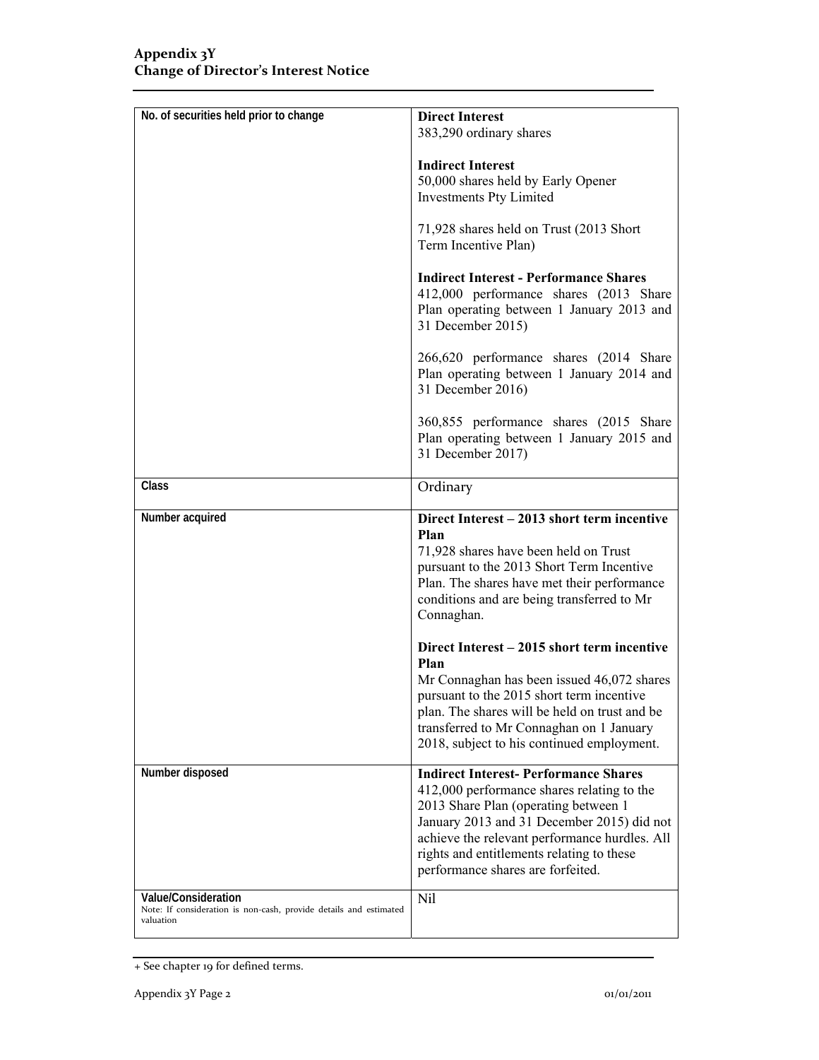## Appendix 3Y
## Change of Director's Interest Notice

| | |
|---|---|
| No. of securities held prior to change | **Direct Interest**<br>383,290 ordinary shares<br><br>**Indirect Interest**<br>50,000 shares held by Early Opener Investments Pty Limited<br><br>71,928 shares held on Trust (2013 Short Term Incentive Plan)<br><br>**Indirect Interest - Performance Shares**<br>412,000 performance shares (2013 Share Plan operating between 1 January 2013 and 31 December 2015)<br><br>266,620 performance shares (2014 Share Plan operating between 1 January 2014 and 31 December 2016)<br><br>360,855 performance shares (2015 Share Plan operating between 1 January 2015 and 31 December 2017) |
| Class | Ordinary |
| Number acquired | **Direct Interest – 2013 short term incentive Plan**<br>71,928 shares have been held on Trust pursuant to the 2013 Short Term Incentive Plan. The shares have met their performance conditions and are being transferred to Mr Connaghan.<br><br>**Direct Interest – 2015 short term incentive Plan**<br>Mr Connaghan has been issued 46,072 shares pursuant to the 2015 short term incentive plan. The shares will be held on trust and be transferred to Mr Connaghan on 1 January 2018, subject to his continued employment. |
| Number disposed | **Indirect Interest- Performance Shares**<br>412,000 performance shares relating to the 2013 Share Plan (operating between 1 January 2013 and 31 December 2015) did not achieve the relevant performance hurdles. All rights and entitlements relating to these performance shares are forfeited. |
| Value/Consideration<br>Note: If consideration is non-cash, provide details and estimated valuation | Nil |

+ See chapter 19 for defined terms.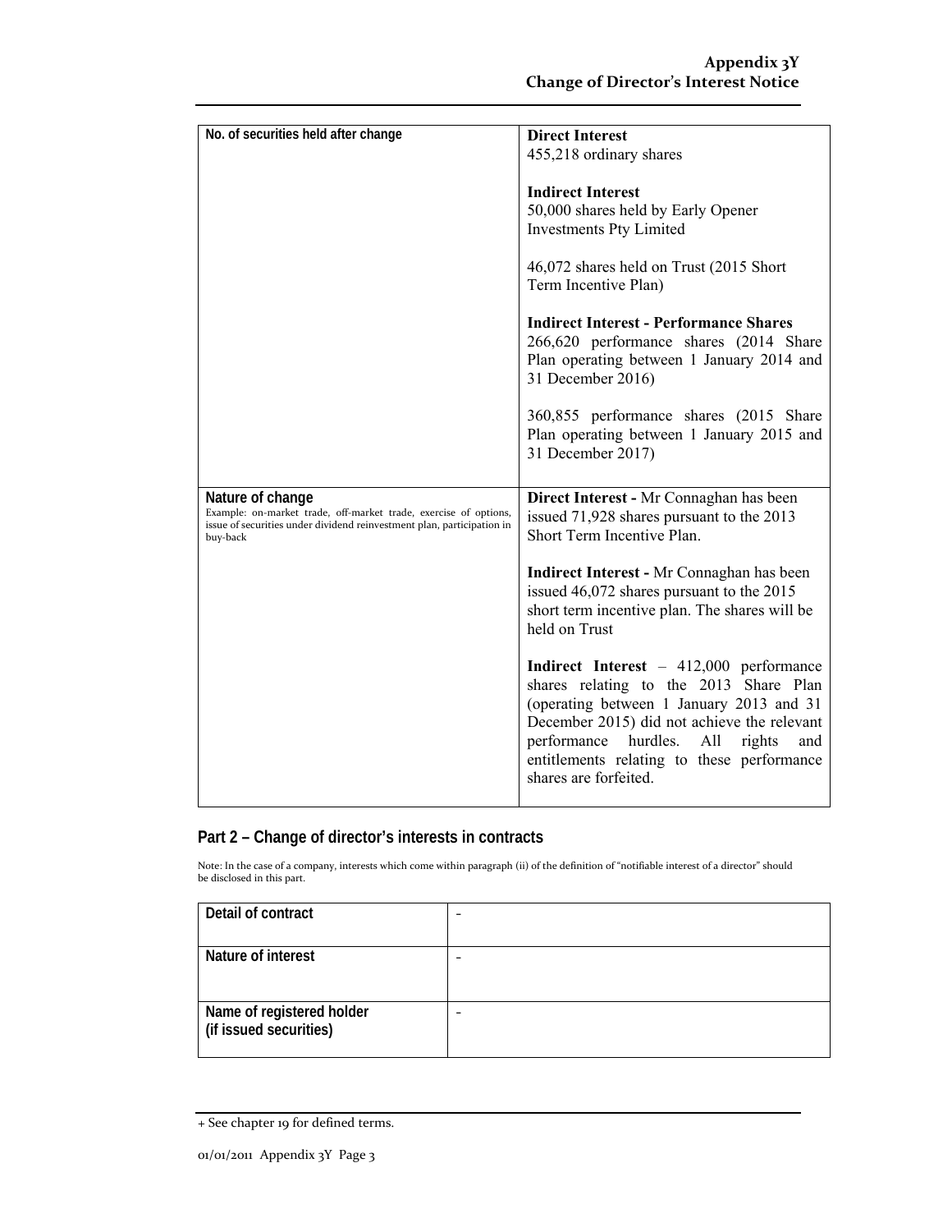| No. of securities held after change | **Direct Interest**<br>455,218 ordinary shares<br><br>**Indirect Interest**<br>50,000 shares held by Early Opener Investments Pty Limited<br><br>46,072 shares held on Trust (2015 Short Term Incentive Plan)<br><br>**Indirect Interest - Performance Shares**<br>266,620 performance shares (2014 Share Plan operating between 1 January 2014 and 31 December 2016)<br><br>360,855 performance shares (2015 Share Plan operating between 1 January 2015 and 31 December 2017) |
|---|---|
| **Nature of change**<br>Example: on-market trade, off-market trade, exercise of options, issue of securities under dividend reinvestment plan, participation in buy-back | **Direct Interest -** Mr Connaghan has been issued 71,928 shares pursuant to the 2013 Short Term Incentive Plan.<br><br>**Indirect Interest -** Mr Connaghan has been issued 46,072 shares pursuant to the 2015 short term incentive plan. The shares will be held on Trust<br><br>**Indirect Interest** – 412,000 performance shares relating to the 2013 Share Plan (operating between 1 January 2013 and 31 December 2015) did not achieve the relevant performance hurdles. All rights and entitlements relating to these performance shares are forfeited. |

## Part 2 – Change of director's interests in contracts

Note: In the case of a company, interests which come within paragraph (ii) of the definition of "notifiable interest of a director" should be disclosed in this part.

| Detail of contract | - |
|---|---|
| Nature of interest | - |
| Name of registered holder (if issued securities) | - |

+ See chapter 19 for defined terms.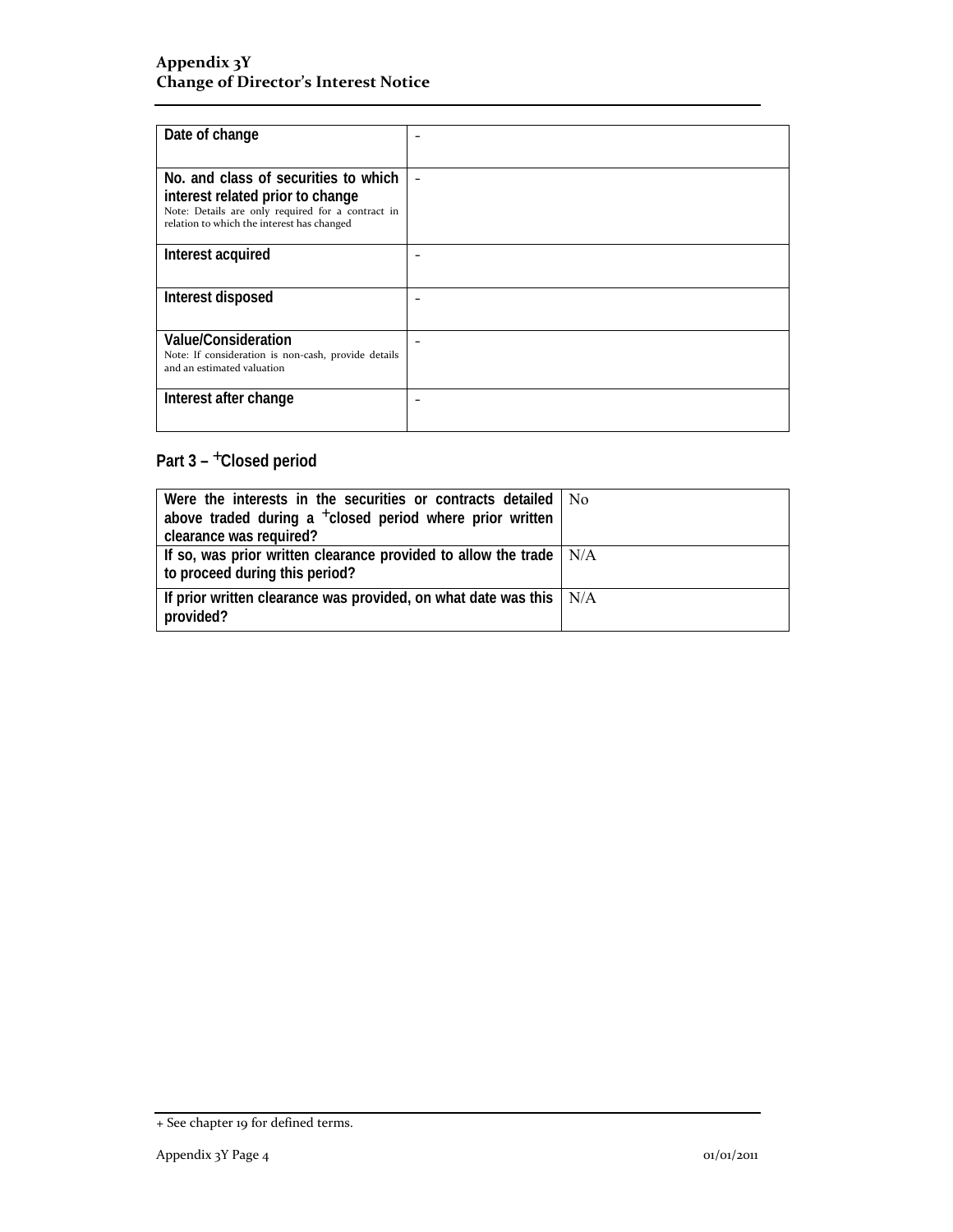| | |
|---|---|
| **Date of change** | - |
| **No. and class of securities to which interest related prior to change**<br>Note: Details are only required for a contract in relation to which the interest has changed | - |
| **Interest acquired** | - |
| **Interest disposed** | - |
| **Value/Consideration**<br>Note: If consideration is non-cash, provide details and an estimated valuation | - |
| **Interest after change** | - |

## Part 3 – +Closed period

| | |
|---|---|
| **Were the interests in the securities or contracts detailed above traded during a +closed period where prior written clearance was required?** | No |
| **If so, was prior written clearance provided to allow the trade to proceed during this period?** | N/A |
| **If prior written clearance was provided, on what date was this provided?** | N/A |

+ See chapter 19 for defined terms.